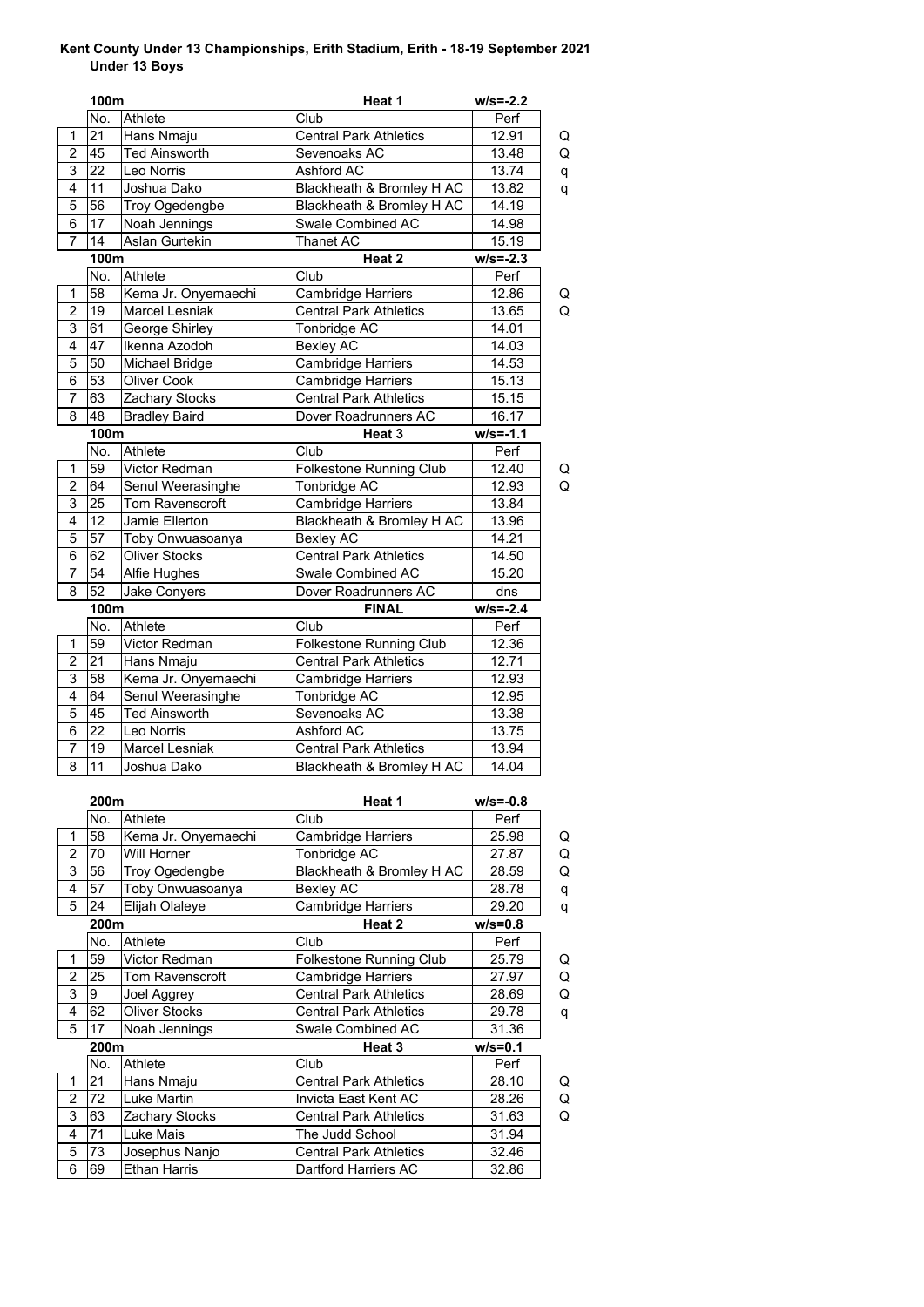**Kent County Under 13 Championships, Erith Stadium, Erith - 18-19 September 2021**
**Under 13 Boys**

| | 100m | | Heat 1 | w/s=-2.2 | |
|---|---|---|---|---|---|
| | No. | Athlete | Club | Perf | |
| 1 | 21 | Hans Nmaju | Central Park Athletics | 12.91 | Q |
| 2 | 45 | Ted Ainsworth | Sevenoaks AC | 13.48 | Q |
| 3 | 22 | Leo Norris | Ashford AC | 13.74 | q |
| 4 | 11 | Joshua Dako | Blackheath & Bromley H AC | 13.82 | q |
| 5 | 56 | Troy Ogedengbe | Blackheath & Bromley H AC | 14.19 | |
| 6 | 17 | Noah Jennings | Swale Combined AC | 14.98 | |
| 7 | 14 | Aslan Gurtekin | Thanet AC | 15.19 | |
| | **100m** | | **Heat 2** | **w/s=-2.3** | |
| | No. | Athlete | Club | Perf | |
| 1 | 58 | Kema Jr. Onyemaechi | Cambridge Harriers | 12.86 | Q |
| 2 | 19 | Marcel Lesniak | Central Park Athletics | 13.65 | Q |
| 3 | 61 | George Shirley | Tonbridge AC | 14.01 | |
| 4 | 47 | Ikenna Azodoh | Bexley AC | 14.03 | |
| 5 | 50 | Michael Bridge | Cambridge Harriers | 14.53 | |
| 6 | 53 | Oliver Cook | Cambridge Harriers | 15.13 | |
| 7 | 63 | Zachary Stocks | Central Park Athletics | 15.15 | |
| 8 | 48 | Bradley Baird | Dover Roadrunners AC | 16.17 | |
| | **100m** | | **Heat 3** | **w/s=-1.1** | |
| | No. | Athlete | Club | Perf | |
| 1 | 59 | Victor Redman | Folkestone Running Club | 12.40 | Q |
| 2 | 64 | Senul Weerasinghe | Tonbridge AC | 12.93 | Q |
| 3 | 25 | Tom Ravenscroft | Cambridge Harriers | 13.84 | |
| 4 | 12 | Jamie Ellerton | Blackheath & Bromley H AC | 13.96 | |
| 5 | 57 | Toby Onwuasoanya | Bexley AC | 14.21 | |
| 6 | 62 | Oliver Stocks | Central Park Athletics | 14.50 | |
| 7 | 54 | Alfie Hughes | Swale Combined AC | 15.20 | |
| 8 | 52 | Jake Conyers | Dover Roadrunners AC | dns | |
| | **100m** | | **FINAL** | **w/s=-2.4** | |
| | No. | Athlete | Club | Perf | |
| 1 | 59 | Victor Redman | Folkestone Running Club | 12.36 | |
| 2 | 21 | Hans Nmaju | Central Park Athletics | 12.71 | |
| 3 | 58 | Kema Jr. Onyemaechi | Cambridge Harriers | 12.93 | |
| 4 | 64 | Senul Weerasinghe | Tonbridge AC | 12.95 | |
| 5 | 45 | Ted Ainsworth | Sevenoaks AC | 13.38 | |
| 6 | 22 | Leo Norris | Ashford AC | 13.75 | |
| 7 | 19 | Marcel Lesniak | Central Park Athletics | 13.94 | |
| 8 | 11 | Joshua Dako | Blackheath & Bromley H AC | 14.04 | |

| | 200m | | Heat 1 | w/s=-0.8 | |
|---|---|---|---|---|---|
| | No. | Athlete | Club | Perf | |
| 1 | 58 | Kema Jr. Onyemaechi | Cambridge Harriers | 25.98 | Q |
| 2 | 70 | Will Horner | Tonbridge AC | 27.87 | Q |
| 3 | 56 | Troy Ogedengbe | Blackheath & Bromley H AC | 28.59 | Q |
| 4 | 57 | Toby Onwuasoanya | Bexley AC | 28.78 | q |
| 5 | 24 | Elijah Olaleye | Cambridge Harriers | 29.20 | q |
| | **200m** | | **Heat 2** | **w/s=0.8** | |
| | No. | Athlete | Club | Perf | |
| 1 | 59 | Victor Redman | Folkestone Running Club | 25.79 | Q |
| 2 | 25 | Tom Ravenscroft | Cambridge Harriers | 27.97 | Q |
| 3 | 9 | Joel Aggrey | Central Park Athletics | 28.69 | Q |
| 4 | 62 | Oliver Stocks | Central Park Athletics | 29.78 | q |
| 5 | 17 | Noah Jennings | Swale Combined AC | 31.36 | |
| | **200m** | | **Heat 3** | **w/s=0.1** | |
| | No. | Athlete | Club | Perf | |
| 1 | 21 | Hans Nmaju | Central Park Athletics | 28.10 | Q |
| 2 | 72 | Luke Martin | Invicta East Kent AC | 28.26 | Q |
| 3 | 63 | Zachary Stocks | Central Park Athletics | 31.63 | Q |
| 4 | 71 | Luke Mais | The Judd School | 31.94 | |
| 5 | 73 | Josephus Nanjo | Central Park Athletics | 32.46 | |
| 6 | 69 | Ethan Harris | Dartford Harriers AC | 32.86 | |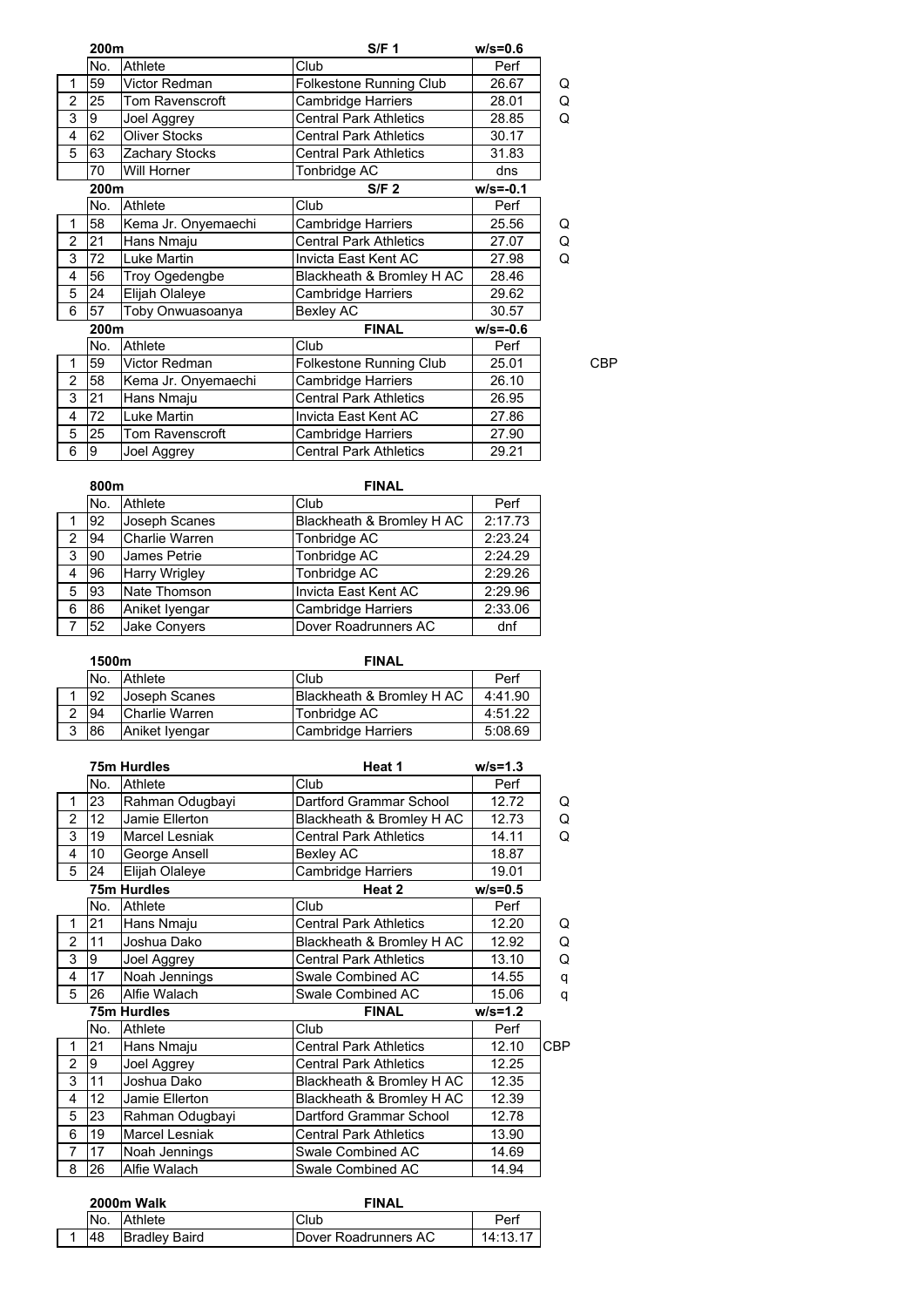| | 200m | | S/F 1 | w/s=0.6 | |
|---|---|---|---|---|---|
| | No. | Athlete | Club | Perf | |
| 1 | 59 | Victor Redman | Folkestone Running Club | 26.67 | Q |
| 2 | 25 | Tom Ravenscroft | Cambridge Harriers | 28.01 | Q |
| 3 | 9 | Joel Aggrey | Central Park Athletics | 28.85 | Q |
| 4 | 62 | Oliver Stocks | Central Park Athletics | 30.17 | |
| 5 | 63 | Zachary Stocks | Central Park Athletics | 31.83 | |
| | 70 | Will Horner | Tonbridge AC | dns | |

| | 200m | | S/F 2 | w/s=-0.1 | |
|---|---|---|---|---|---|
| | No. | Athlete | Club | Perf | |
| 1 | 58 | Kema Jr. Onyemaechi | Cambridge Harriers | 25.56 | Q |
| 2 | 21 | Hans Nmaju | Central Park Athletics | 27.07 | Q |
| 3 | 72 | Luke Martin | Invicta East Kent AC | 27.98 | Q |
| 4 | 56 | Troy Ogedengbe | Blackheath & Bromley H AC | 28.46 | |
| 5 | 24 | Elijah Olaleye | Cambridge Harriers | 29.62 | |
| 6 | 57 | Toby Onwuasoanya | Bexley AC | 30.57 | |

| | 200m | | FINAL | w/s=-0.6 | |
|---|---|---|---|---|---|
| | No. | Athlete | Club | Perf | |
| 1 | 59 | Victor Redman | Folkestone Running Club | 25.01 | CBP |
| 2 | 58 | Kema Jr. Onyemaechi | Cambridge Harriers | 26.10 | |
| 3 | 21 | Hans Nmaju | Central Park Athletics | 26.95 | |
| 4 | 72 | Luke Martin | Invicta East Kent AC | 27.86 | |
| 5 | 25 | Tom Ravenscroft | Cambridge Harriers | 27.90 | |
| 6 | 9 | Joel Aggrey | Central Park Athletics | 29.21 | |

| | 800m | | FINAL | |
|---|---|---|---|---|
| | No. | Athlete | Club | Perf |
| 1 | 92 | Joseph Scanes | Blackheath & Bromley H AC | 2:17.73 |
| 2 | 94 | Charlie Warren | Tonbridge AC | 2:23.24 |
| 3 | 90 | James Petrie | Tonbridge AC | 2:24.29 |
| 4 | 96 | Harry Wrigley | Tonbridge AC | 2:29.26 |
| 5 | 93 | Nate Thomson | Invicta East Kent AC | 2:29.96 |
| 6 | 86 | Aniket Iyengar | Cambridge Harriers | 2:33.06 |
| 7 | 52 | Jake Conyers | Dover Roadrunners AC | dnf |

| | 1500m | | FINAL | |
|---|---|---|---|---|
| | No. | Athlete | Club | Perf |
| 1 | 92 | Joseph Scanes | Blackheath & Bromley H AC | 4:41.90 |
| 2 | 94 | Charlie Warren | Tonbridge AC | 4:51.22 |
| 3 | 86 | Aniket Iyengar | Cambridge Harriers | 5:08.69 |

| | 75m Hurdles | | Heat 1 | w/s=1.3 | |
|---|---|---|---|---|---|
| | No. | Athlete | Club | Perf | |
| 1 | 23 | Rahman Odugbayi | Dartford Grammar School | 12.72 | Q |
| 2 | 12 | Jamie Ellerton | Blackheath & Bromley H AC | 12.73 | Q |
| 3 | 19 | Marcel Lesniak | Central Park Athletics | 14.11 | Q |
| 4 | 10 | George Ansell | Bexley AC | 18.87 | |
| 5 | 24 | Elijah Olaleye | Cambridge Harriers | 19.01 | |

| | 75m Hurdles | | Heat 2 | w/s=0.5 | |
|---|---|---|---|---|---|
| | No. | Athlete | Club | Perf | |
| 1 | 21 | Hans Nmaju | Central Park Athletics | 12.20 | Q |
| 2 | 11 | Joshua Dako | Blackheath & Bromley H AC | 12.92 | Q |
| 3 | 9 | Joel Aggrey | Central Park Athletics | 13.10 | Q |
| 4 | 17 | Noah Jennings | Swale Combined AC | 14.55 | q |
| 5 | 26 | Alfie Walach | Swale Combined AC | 15.06 | q |

| | 75m Hurdles | | FINAL | w/s=1.2 | |
|---|---|---|---|---|---|
| | No. | Athlete | Club | Perf | |
| 1 | 21 | Hans Nmaju | Central Park Athletics | 12.10 | CBP |
| 2 | 9 | Joel Aggrey | Central Park Athletics | 12.25 | |
| 3 | 11 | Joshua Dako | Blackheath & Bromley H AC | 12.35 | |
| 4 | 12 | Jamie Ellerton | Blackheath & Bromley H AC | 12.39 | |
| 5 | 23 | Rahman Odugbayi | Dartford Grammar School | 12.78 | |
| 6 | 19 | Marcel Lesniak | Central Park Athletics | 13.90 | |
| 7 | 17 | Noah Jennings | Swale Combined AC | 14.69 | |
| 8 | 26 | Alfie Walach | Swale Combined AC | 14.94 | |

| | 2000m Walk | | FINAL | |
|---|---|---|---|---|
| | No. | Athlete | Club | Perf |
| 1 | 48 | Bradley Baird | Dover Roadrunners AC | 14:13.17 |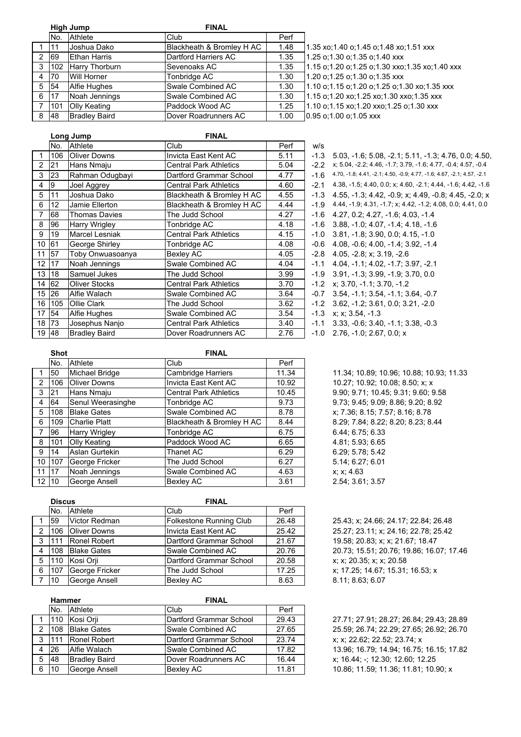## High Jump — FINAL

| | No. | Athlete | Club | Perf | |
|---|---|---|---|---|---|
| 1 | 11 | Joshua Dako | Blackheath & Bromley H AC | 1.48 | 1.35 xo;1.40 o;1.45 o;1.48 xo;1.51 xxx |
| 2 | 69 | Ethan Harris | Dartford Harriers AC | 1.35 | 1.25 o;1.30 o;1.35 o;1.40 xxx |
| 3 | 102 | Harry Thorburn | Sevenoaks AC | 1.35 | 1.15 o;1.20 o;1.25 o;1.30 xxo;1.35 xo;1.40 xxx |
| 4 | 70 | Will Horner | Tonbridge AC | 1.30 | 1.20 o;1.25 o;1.30 o;1.35 xxx |
| 5 | 54 | Alfie Hughes | Swale Combined AC | 1.30 | 1.10 o;1.15 o;1.20 o;1.25 o;1.30 xo;1.35 xxx |
| 6 | 17 | Noah Jennings | Swale Combined AC | 1.30 | 1.15 o;1.20 xo;1.25 xo;1.30 xxo;1.35 xxx |
| 7 | 101 | Olly Keating | Paddock Wood AC | 1.25 | 1.10 o;1.15 xo;1.20 xxo;1.25 o;1.30 xxx |
| 8 | 48 | Bradley Baird | Dover Roadrunners AC | 1.00 | 0.95 o;1.00 o;1.05 xxx |

## Long Jump — FINAL

| | No. | Athlete | Club | Perf | w/s | |
|---|---|---|---|---|---|---|
| 1 | 106 | Oliver Downs | Invicta East Kent AC | 5.11 | -1.3 | 5.03, -1.6; 5.08, -2.1; 5.11, -1.3; 4.76, 0.0; 4.50, |
| 2 | 21 | Hans Nmaju | Central Park Athletics | 5.04 | -2.2 | x; 5.04, -2.2; 4.46, -1.7; 3.79, -1.6; 4.77, -0.4; 4.57, -0.4 |
| 3 | 23 | Rahman Odugbayi | Dartford Grammar School | 4.77 | -1.6 | 4.70, -1.8; 4.41, -2.1; 4.50, -0.9; 4.77, -1.6; 4.67, -2.1; 4.57, -2.1 |
| 4 | 9 | Joel Aggrey | Central Park Athletics | 4.60 | -2.1 | 4.38, -1.5; 4.40, 0.0; x; 4.60, -2.1; 4.44, -1.6; 4.42, -1.6 |
| 5 | 11 | Joshua Dako | Blackheath & Bromley H AC | 4.55 | -1.3 | 4.55, -1.3; 4.42, -0.9; x; 4.49, -0.8; 4.45, -2.0; x |
| 6 | 12 | Jamie Ellerton | Blackheath & Bromley H AC | 4.44 | -1.9 | 4.44, -1.9; 4.31, -1.7; x; 4.42, -1.2; 4.08, 0.0; 4.41, 0.0 |
| 7 | 68 | Thomas Davies | The Judd School | 4.27 | -1.6 | 4.27, 0.2; 4.27, -1.6; 4.03, -1.4 |
| 8 | 96 | Harry Wrigley | Tonbridge AC | 4.18 | -1.6 | 3.88, -1.0; 4.07, -1.4; 4.18, -1.6 |
| 9 | 19 | Marcel Lesniak | Central Park Athletics | 4.15 | -1.0 | 3.81, -1.8; 3.90, 0.0; 4.15, -1.0 |
| 10 | 61 | George Shirley | Tonbridge AC | 4.08 | -0.6 | 4.08, -0.6; 4.00, -1.4; 3.92, -1.4 |
| 11 | 57 | Toby Onwuasoanya | Bexley AC | 4.05 | -2.8 | 4.05, -2.8; x; 3.19, -2.6 |
| 12 | 17 | Noah Jennings | Swale Combined AC | 4.04 | -1.1 | 4.04, -1.1; 4.02, -1.7; 3.97, -2.1 |
| 13 | 18 | Samuel Jukes | The Judd School | 3.99 | -1.9 | 3.91, -1.3; 3.99, -1.9; 3.70, 0.0 |
| 14 | 62 | Oliver Stocks | Central Park Athletics | 3.70 | -1.2 | x; 3.70, -1.1; 3.70, -1.2 |
| 15 | 26 | Alfie Walach | Swale Combined AC | 3.64 | -0.7 | 3.54, -1.1; 3.54, -1.1; 3.64, -0.7 |
| 16 | 105 | Ollie Clark | The Judd School | 3.62 | -1.2 | 3.62, -1.2; 3.61, 0.0; 3.21, -2.0 |
| 17 | 54 | Alfie Hughes | Swale Combined AC | 3.54 | -1.3 | x; x; 3.54, -1.3 |
| 18 | 73 | Josephus Nanjo | Central Park Athletics | 3.40 | -1.1 | 3.33, -0.6; 3.40, -1.1; 3.38, -0.3 |
| 19 | 48 | Bradley Baird | Dover Roadrunners AC | 2.76 | -1.0 | 2.76, -1.0; 2.67, 0.0; x |

## Shot — FINAL

| | No. | Athlete | Club | Perf | |
|---|---|---|---|---|---|
| 1 | 50 | Michael Bridge | Cambridge Harriers | 11.34 | 11.34; 10.89; 10.96; 10.88; 10.93; 11.33 |
| 2 | 106 | Oliver Downs | Invicta East Kent AC | 10.92 | 10.27; 10.92; 10.08; 8.50; x; x |
| 3 | 21 | Hans Nmaju | Central Park Athletics | 10.45 | 9.90; 9.71; 10.45; 9.31; 9.60; 9.58 |
| 4 | 64 | Senul Weerasinghe | Tonbridge AC | 9.73 | 9.73; 9.45; 9.09; 8.86; 9.20; 8.92 |
| 5 | 108 | Blake Gates | Swale Combined AC | 8.78 | x; 7.36; 8.15; 7.57; 8.16; 8.78 |
| 6 | 109 | Charlie Platt | Blackheath & Bromley H AC | 8.44 | 8.29; 7.84; 8.22; 8.20; 8.23; 8.44 |
| 7 | 96 | Harry Wrigley | Tonbridge AC | 6.75 | 6.44; 6.75; 6.33 |
| 8 | 101 | Olly Keating | Paddock Wood AC | 6.65 | 4.81; 5.93; 6.65 |
| 9 | 14 | Aslan Gurtekin | Thanet AC | 6.29 | 6.29; 5.78; 5.42 |
| 10 | 107 | George Fricker | The Judd School | 6.27 | 5.14; 6.27; 6.01 |
| 11 | 17 | Noah Jennings | Swale Combined AC | 4.63 | x; x; 4.63 |
| 12 | 10 | George Ansell | Bexley AC | 3.61 | 2.54; 3.61; 3.57 |

## Discus — FINAL

| | No. | Athlete | Club | Perf | |
|---|---|---|---|---|---|
| 1 | 59 | Victor Redman | Folkestone Running Club | 26.48 | 25.43; x; 24.66; 24.17; 22.84; 26.48 |
| 2 | 106 | Oliver Downs | Invicta East Kent AC | 25.42 | 25.27; 23.11; x; 24.16; 22.78; 25.42 |
| 3 | 111 | Ronel Robert | Dartford Grammar School | 21.67 | 19.58; 20.83; x; x; 21.67; 18.47 |
| 4 | 108 | Blake Gates | Swale Combined AC | 20.76 | 20.73; 15.51; 20.76; 19.86; 16.07; 17.46 |
| 5 | 110 | Kosi Orji | Dartford Grammar School | 20.58 | x; x; 20.35; x; x; 20.58 |
| 6 | 107 | George Fricker | The Judd School | 17.25 | x; 17.25; 14.67; 15.31; 16.53; x |
| 7 | 10 | George Ansell | Bexley AC | 8.63 | 8.11; 8.63; 6.07 |

## Hammer — FINAL

| | No. | Athlete | Club | Perf | |
|---|---|---|---|---|---|
| 1 | 110 | Kosi Orji | Dartford Grammar School | 29.43 | 27.71; 27.91; 28.27; 26.84; 29.43; 28.89 |
| 2 | 108 | Blake Gates | Swale Combined AC | 27.65 | 25.59; 26.74; 22.29; 27.65; 26.92; 26.70 |
| 3 | 111 | Ronel Robert | Dartford Grammar School | 23.74 | x; x; 22.62; 22.52; 23.74; x |
| 4 | 26 | Alfie Walach | Swale Combined AC | 17.82 | 13.96; 16.79; 14.94; 16.75; 16.15; 17.82 |
| 5 | 48 | Bradley Baird | Dover Roadrunners AC | 16.44 | x; 16.44; -; 12.30; 12.60; 12.25 |
| 6 | 10 | George Ansell | Bexley AC | 11.81 | 10.86; 11.59; 11.36; 11.81; 10.90; x |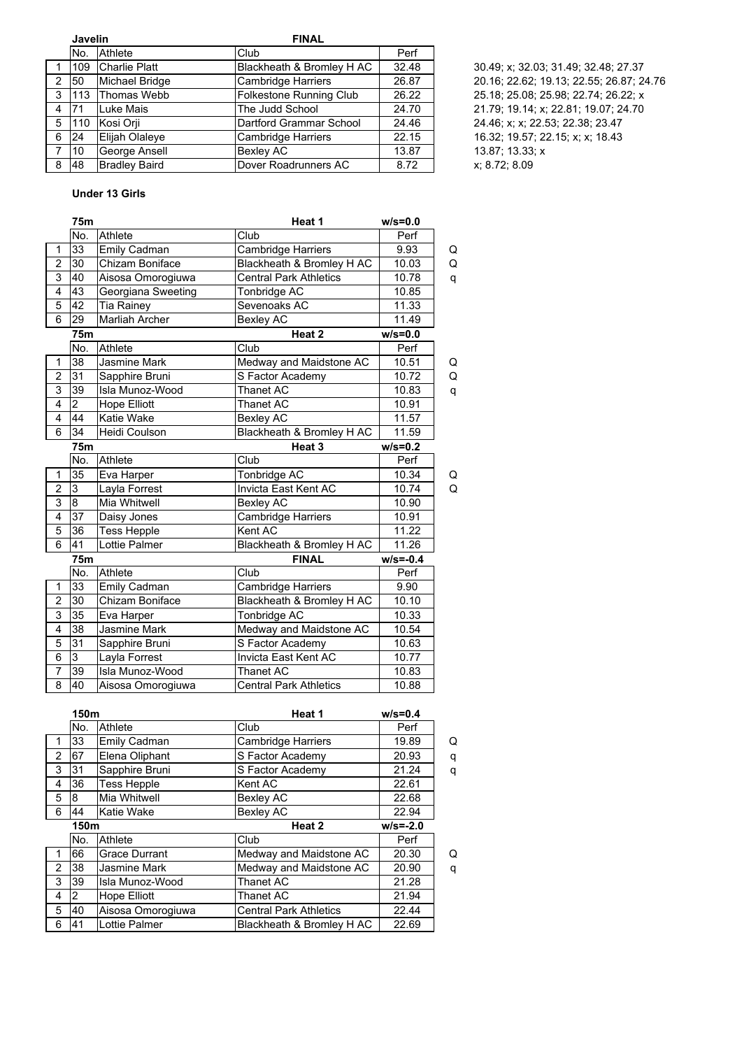**Javelin** **FINAL**

| | No. | Athlete | Club | Perf | |
|---|---|---|---|---|---|
| 1 | 109 | Charlie Platt | Blackheath & Bromley H AC | 32.48 | 30.49; x; 32.03; 31.49; 32.48; 27.37 |
| 2 | 50 | Michael Bridge | Cambridge Harriers | 26.87 | 20.16; 22.62; 19.13; 22.55; 26.87; 24.76 |
| 3 | 113 | Thomas Webb | Folkestone Running Club | 26.22 | 25.18; 25.08; 25.98; 22.74; 26.22; x |
| 4 | 71 | Luke Mais | The Judd School | 24.70 | 21.79; 19.14; x; 22.81; 19.07; 24.70 |
| 5 | 110 | Kosi Orji | Dartford Grammar School | 24.46 | 24.46; x; x; 22.53; 22.38; 23.47 |
| 6 | 24 | Elijah Olaleye | Cambridge Harriers | 22.15 | 16.32; 19.57; 22.15; x; x; 18.43 |
| 7 | 10 | George Ansell | Bexley AC | 13.87 | 13.87; 13.33; x |
| 8 | 48 | Bradley Baird | Dover Roadrunners AC | 8.72 | x; 8.72; 8.09 |

**Under 13 Girls**

**75m** **Heat 1** **w/s=0.0**

| | No. | Athlete | Club | Perf | |
|---|---|---|---|---|---|
| 1 | 33 | Emily Cadman | Cambridge Harriers | 9.93 | Q |
| 2 | 30 | Chizam Boniface | Blackheath & Bromley H AC | 10.03 | Q |
| 3 | 40 | Aisosa Omorogiuwa | Central Park Athletics | 10.78 | q |
| 4 | 43 | Georgiana Sweeting | Tonbridge AC | 10.85 | |
| 5 | 42 | Tia Rainey | Sevenoaks AC | 11.33 | |
| 6 | 29 | Marliah Archer | Bexley AC | 11.49 | |

**75m** **Heat 2** **w/s=0.0**

| | No. | Athlete | Club | Perf | |
|---|---|---|---|---|---|
| 1 | 38 | Jasmine Mark | Medway and Maidstone AC | 10.51 | Q |
| 2 | 31 | Sapphire Bruni | S Factor Academy | 10.72 | Q |
| 3 | 39 | Isla Munoz-Wood | Thanet AC | 10.83 | q |
| 4 | 2 | Hope Elliott | Thanet AC | 10.91 | |
| 4 | 44 | Katie Wake | Bexley AC | 11.57 | |
| 6 | 34 | Heidi Coulson | Blackheath & Bromley H AC | 11.59 | |

**75m** **Heat 3** **w/s=0.2**

| | No. | Athlete | Club | Perf | |
|---|---|---|---|---|---|
| 1 | 35 | Eva Harper | Tonbridge AC | 10.34 | Q |
| 2 | 3 | Layla Forrest | Invicta East Kent AC | 10.74 | Q |
| 3 | 8 | Mia Whitwell | Bexley AC | 10.90 | |
| 4 | 37 | Daisy Jones | Cambridge Harriers | 10.91 | |
| 5 | 36 | Tess Hepple | Kent AC | 11.22 | |
| 6 | 41 | Lottie Palmer | Blackheath & Bromley H AC | 11.26 | |

**75m** **FINAL** **w/s=-0.4**

| | No. | Athlete | Club | Perf |
|---|---|---|---|---|
| 1 | 33 | Emily Cadman | Cambridge Harriers | 9.90 |
| 2 | 30 | Chizam Boniface | Blackheath & Bromley H AC | 10.10 |
| 3 | 35 | Eva Harper | Tonbridge AC | 10.33 |
| 4 | 38 | Jasmine Mark | Medway and Maidstone AC | 10.54 |
| 5 | 31 | Sapphire Bruni | S Factor Academy | 10.63 |
| 6 | 3 | Layla Forrest | Invicta East Kent AC | 10.77 |
| 7 | 39 | Isla Munoz-Wood | Thanet AC | 10.83 |
| 8 | 40 | Aisosa Omorogiuwa | Central Park Athletics | 10.88 |

**150m** **Heat 1** **w/s=0.4**

| | No. | Athlete | Club | Perf | |
|---|---|---|---|---|---|
| 1 | 33 | Emily Cadman | Cambridge Harriers | 19.89 | Q |
| 2 | 67 | Elena Oliphant | S Factor Academy | 20.93 | q |
| 3 | 31 | Sapphire Bruni | S Factor Academy | 21.24 | q |
| 4 | 36 | Tess Hepple | Kent AC | 22.61 | |
| 5 | 8 | Mia Whitwell | Bexley AC | 22.68 | |
| 6 | 44 | Katie Wake | Bexley AC | 22.94 | |

**150m** **Heat 2** **w/s=-2.0**

| | No. | Athlete | Club | Perf | |
|---|---|---|---|---|---|
| 1 | 66 | Grace Durrant | Medway and Maidstone AC | 20.30 | Q |
| 2 | 38 | Jasmine Mark | Medway and Maidstone AC | 20.90 | q |
| 3 | 39 | Isla Munoz-Wood | Thanet AC | 21.28 | |
| 4 | 2 | Hope Elliott | Thanet AC | 21.94 | |
| 5 | 40 | Aisosa Omorogiuwa | Central Park Athletics | 22.44 | |
| 6 | 41 | Lottie Palmer | Blackheath & Bromley H AC | 22.69 | |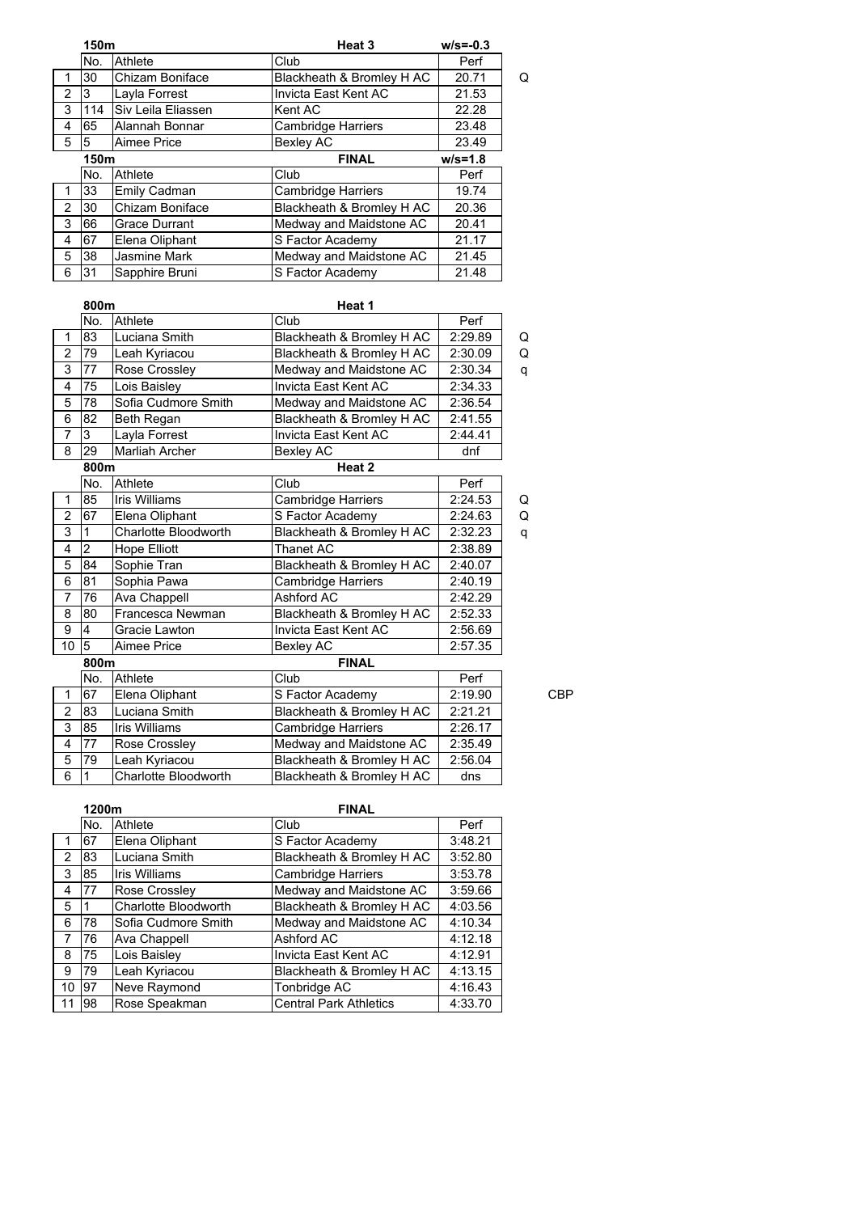### 150m — Heat 3 — w/s=-0.3

| | No. | Athlete | Club | Perf | |
|---|---|---|---|---|---|
| 1 | 30 | Chizam Boniface | Blackheath & Bromley H AC | 20.71 | Q |
| 2 | 3 | Layla Forrest | Invicta East Kent AC | 21.53 | |
| 3 | 114 | Siv Leila Eliassen | Kent AC | 22.28 | |
| 4 | 65 | Alannah Bonnar | Cambridge Harriers | 23.48 | |
| 5 | 5 | Aimee Price | Bexley AC | 23.49 | |

### 150m — FINAL — w/s=1.8

| | No. | Athlete | Club | Perf |
|---|---|---|---|---|
| 1 | 33 | Emily Cadman | Cambridge Harriers | 19.74 |
| 2 | 30 | Chizam Boniface | Blackheath & Bromley H AC | 20.36 |
| 3 | 66 | Grace Durrant | Medway and Maidstone AC | 20.41 |
| 4 | 67 | Elena Oliphant | S Factor Academy | 21.17 |
| 5 | 38 | Jasmine Mark | Medway and Maidstone AC | 21.45 |
| 6 | 31 | Sapphire Bruni | S Factor Academy | 21.48 |

### 800m — Heat 1

| | No. | Athlete | Club | Perf | |
|---|---|---|---|---|---|
| 1 | 83 | Luciana Smith | Blackheath & Bromley H AC | 2:29.89 | Q |
| 2 | 79 | Leah Kyriacou | Blackheath & Bromley H AC | 2:30.09 | Q |
| 3 | 77 | Rose Crossley | Medway and Maidstone AC | 2:30.34 | q |
| 4 | 75 | Lois Baisley | Invicta East Kent AC | 2:34.33 | |
| 5 | 78 | Sofia Cudmore Smith | Medway and Maidstone AC | 2:36.54 | |
| 6 | 82 | Beth Regan | Blackheath & Bromley H AC | 2:41.55 | |
| 7 | 3 | Layla Forrest | Invicta East Kent AC | 2:44.41 | |
| 8 | 29 | Marliah Archer | Bexley AC | dnf | |

### 800m — Heat 2

| | No. | Athlete | Club | Perf | |
|---|---|---|---|---|---|
| 1 | 85 | Iris Williams | Cambridge Harriers | 2:24.53 | Q |
| 2 | 67 | Elena Oliphant | S Factor Academy | 2:24.63 | Q |
| 3 | 1 | Charlotte Bloodworth | Blackheath & Bromley H AC | 2:32.23 | q |
| 4 | 2 | Hope Elliott | Thanet AC | 2:38.89 | |
| 5 | 84 | Sophie Tran | Blackheath & Bromley H AC | 2:40.07 | |
| 6 | 81 | Sophia Pawa | Cambridge Harriers | 2:40.19 | |
| 7 | 76 | Ava Chappell | Ashford AC | 2:42.29 | |
| 8 | 80 | Francesca Newman | Blackheath & Bromley H AC | 2:52.33 | |
| 9 | 4 | Gracie Lawton | Invicta East Kent AC | 2:56.69 | |
| 10 | 5 | Aimee Price | Bexley AC | 2:57.35 | |

### 800m — FINAL

| | No. | Athlete | Club | Perf | |
|---|---|---|---|---|---|
| 1 | 67 | Elena Oliphant | S Factor Academy | 2:19.90 | CBP |
| 2 | 83 | Luciana Smith | Blackheath & Bromley H AC | 2:21.21 | |
| 3 | 85 | Iris Williams | Cambridge Harriers | 2:26.17 | |
| 4 | 77 | Rose Crossley | Medway and Maidstone AC | 2:35.49 | |
| 5 | 79 | Leah Kyriacou | Blackheath & Bromley H AC | 2:56.04 | |
| 6 | 1 | Charlotte Bloodworth | Blackheath & Bromley H AC | dns | |

### 1200m — FINAL

| | No. | Athlete | Club | Perf |
|---|---|---|---|---|
| 1 | 67 | Elena Oliphant | S Factor Academy | 3:48.21 |
| 2 | 83 | Luciana Smith | Blackheath & Bromley H AC | 3:52.80 |
| 3 | 85 | Iris Williams | Cambridge Harriers | 3:53.78 |
| 4 | 77 | Rose Crossley | Medway and Maidstone AC | 3:59.66 |
| 5 | 1 | Charlotte Bloodworth | Blackheath & Bromley H AC | 4:03.56 |
| 6 | 78 | Sofia Cudmore Smith | Medway and Maidstone AC | 4:10.34 |
| 7 | 76 | Ava Chappell | Ashford AC | 4:12.18 |
| 8 | 75 | Lois Baisley | Invicta East Kent AC | 4:12.91 |
| 9 | 79 | Leah Kyriacou | Blackheath & Bromley H AC | 4:13.15 |
| 10 | 97 | Neve Raymond | Tonbridge AC | 4:16.43 |
| 11 | 98 | Rose Speakman | Central Park Athletics | 4:33.70 |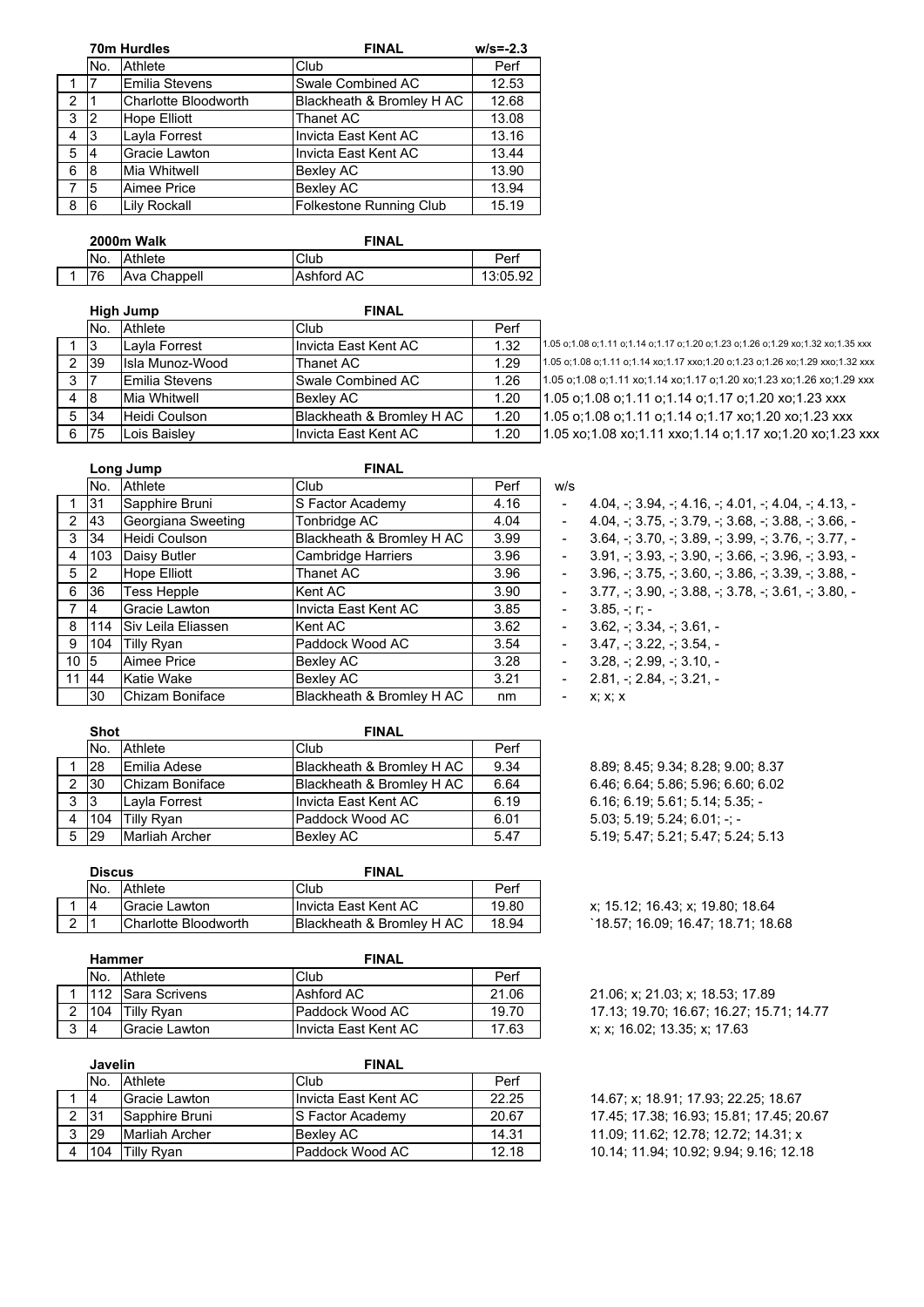## 70m Hurdles — FINAL — w/s=-2.3

| | No. | Athlete | Club | Perf |
|---|---|---|---|---|
| 1 | 7 | Emilia Stevens | Swale Combined AC | 12.53 |
| 2 | 1 | Charlotte Bloodworth | Blackheath & Bromley H AC | 12.68 |
| 3 | 2 | Hope Elliott | Thanet AC | 13.08 |
| 4 | 3 | Layla Forrest | Invicta East Kent AC | 13.16 |
| 5 | 4 | Gracie Lawton | Invicta East Kent AC | 13.44 |
| 6 | 8 | Mia Whitwell | Bexley AC | 13.90 |
| 7 | 5 | Aimee Price | Bexley AC | 13.94 |
| 8 | 6 | Lily Rockall | Folkestone Running Club | 15.19 |

## 2000m Walk — FINAL

| | No. | Athlete | Club | Perf |
|---|---|---|---|---|
| 1 | 76 | Ava Chappell | Ashford AC | 13:05.92 |

## High Jump — FINAL

| | No. | Athlete | Club | Perf | |
|---|---|---|---|---|---|
| 1 | 3 | Layla Forrest | Invicta East Kent AC | 1.32 | 1.05 o;1.08 o;1.11 o;1.14 o;1.17 o;1.20 o;1.23 o;1.26 o;1.29 xo;1.32 xo;1.35 xxx |
| 2 | 39 | Isla Munoz-Wood | Thanet AC | 1.29 | 1.05 o;1.08 o;1.11 o;1.14 xo;1.17 xxo;1.20 o;1.23 o;1.26 xo;1.29 xxo;1.32 xxx |
| 3 | 7 | Emilia Stevens | Swale Combined AC | 1.26 | 1.05 o;1.08 o;1.11 xo;1.14 xo;1.17 o;1.20 xo;1.23 xo;1.26 xo;1.29 xxx |
| 4 | 8 | Mia Whitwell | Bexley AC | 1.20 | 1.05 o;1.08 o;1.11 o;1.14 o;1.17 o;1.20 xo;1.23 xxx |
| 5 | 34 | Heidi Coulson | Blackheath & Bromley H AC | 1.20 | 1.05 o;1.08 o;1.11 o;1.14 xo;1.17 xo;1.20 xo;1.23 xxx |
| 6 | 75 | Lois Baisley | Invicta East Kent AC | 1.20 | 1.05 xo;1.08 xo;1.11 xxo;1.14 o;1.17 xo;1.20 xo;1.23 xxx |

## Long Jump — FINAL

| | No. | Athlete | Club | Perf | w/s | |
|---|---|---|---|---|---|---|
| 1 | 31 | Sapphire Bruni | S Factor Academy | 4.16 | - | 4.04, -; 3.94, -; 4.16, -; 4.01, -; 4.04, -; 4.13, - |
| 2 | 43 | Georgiana Sweeting | Tonbridge AC | 4.04 | - | 4.04, -; 3.75, -; 3.79, -; 3.68, -; 3.88, -; 3.66, - |
| 3 | 34 | Heidi Coulson | Blackheath & Bromley H AC | 3.99 | - | 3.64, -; 3.70, -; 3.89, -; 3.99, -; 3.76, -; 3.77, - |
| 4 | 103 | Daisy Butler | Cambridge Harriers | 3.96 | - | 3.91, -; 3.93, -; 3.90, -; 3.66, -; 3.96, -; 3.93, - |
| 5 | 2 | Hope Elliott | Thanet AC | 3.96 | - | 3.96, -; 3.75, -; 3.60, -; 3.86, -; 3.39, -; 3.88, - |
| 6 | 36 | Tess Hepple | Kent AC | 3.90 | - | 3.77, -; 3.90, -; 3.88, -; 3.78, -; 3.61, -; 3.80, - |
| 7 | 4 | Gracie Lawton | Invicta East Kent AC | 3.85 | - | 3.85, -; r; - |
| 8 | 114 | Siv Leila Eliassen | Kent AC | 3.62 | - | 3.62, -; 3.34, -; 3.61, - |
| 9 | 104 | Tilly Ryan | Paddock Wood AC | 3.54 | - | 3.47, -; 3.22, -; 3.54, - |
| 10 | 5 | Aimee Price | Bexley AC | 3.28 | - | 3.28, -; 2.99, -; 3.10, - |
| 11 | 44 | Katie Wake | Bexley AC | 3.21 | - | 2.81, -; 2.84, -; 3.21, - |
| | 30 | Chizam Boniface | Blackheath & Bromley H AC | nm | - | x; x; x |

## Shot — FINAL

| | No. | Athlete | Club | Perf | |
|---|---|---|---|---|---|
| 1 | 28 | Emilia Adese | Blackheath & Bromley H AC | 9.34 | 8.89; 8.45; 9.34; 8.28; 9.00; 8.37 |
| 2 | 30 | Chizam Boniface | Blackheath & Bromley H AC | 6.64 | 6.46; 6.64; 5.86; 5.96; 6.60; 6.02 |
| 3 | 3 | Layla Forrest | Invicta East Kent AC | 6.19 | 6.16; 6.19; 5.61; 5.14; 5.35; - |
| 4 | 104 | Tilly Ryan | Paddock Wood AC | 6.01 | 5.03; 5.19; 5.24; 6.01; -; - |
| 5 | 29 | Marliah Archer | Bexley AC | 5.47 | 5.19; 5.47; 5.21; 5.47; 5.24; 5.13 |

## Discus — FINAL

| | No. | Athlete | Club | Perf | |
|---|---|---|---|---|---|
| 1 | 4 | Gracie Lawton | Invicta East Kent AC | 19.80 | x; 15.12; 16.43; x; 19.80; 18.64 |
| 2 | 1 | Charlotte Bloodworth | Blackheath & Bromley H AC | 18.94 | `18.57; 16.09; 16.47; 18.71; 18.68 |

## Hammer — FINAL

| | No. | Athlete | Club | Perf | |
|---|---|---|---|---|---|
| 1 | 112 | Sara Scrivens | Ashford AC | 21.06 | 21.06; x; 21.03; x; 18.53; 17.89 |
| 2 | 104 | Tilly Ryan | Paddock Wood AC | 19.70 | 17.13; 19.70; 16.67; 16.27; 15.71; 14.77 |
| 3 | 4 | Gracie Lawton | Invicta East Kent AC | 17.63 | x; x; 16.02; 13.35; x; 17.63 |

## Javelin — FINAL

| | No. | Athlete | Club | Perf | |
|---|---|---|---|---|---|
| 1 | 4 | Gracie Lawton | Invicta East Kent AC | 22.25 | 14.67; x; 18.91; 17.93; 22.25; 18.67 |
| 2 | 31 | Sapphire Bruni | S Factor Academy | 20.67 | 17.45; 17.38; 16.93; 15.81; 17.45; 20.67 |
| 3 | 29 | Marliah Archer | Bexley AC | 14.31 | 11.09; 11.62; 12.78; 12.72; 14.31; x |
| 4 | 104 | Tilly Ryan | Paddock Wood AC | 12.18 | 10.14; 11.94; 10.92; 9.94; 9.16; 12.18 |